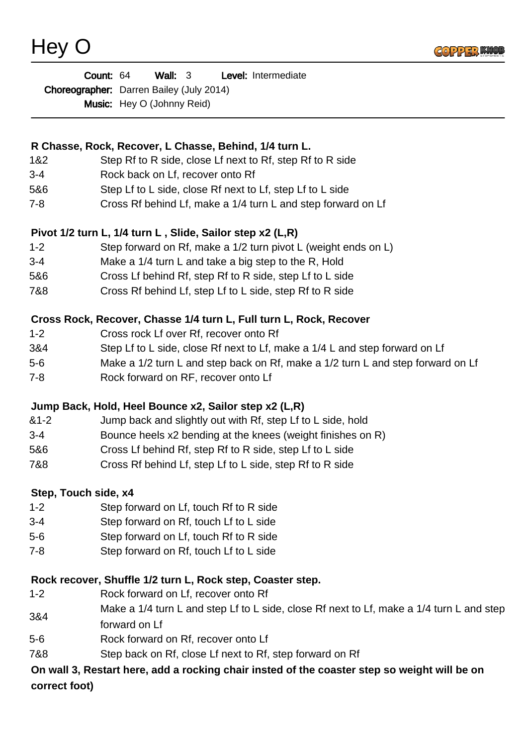# Hey O

**Count:** 64 **Wall:** 3 **Level:** Intermediate
**Choreographer:** Darren Bailey (July 2014)
**Music:** Hey O (Johnny Reid)

---

**R Chasse, Rock, Recover, L Chasse, Behind, 1/4 turn L.**

| | |
|---|---|
| 1&2 | Step Rf to R side, close Lf next to Rf, step Rf to R side |
| 3-4 | Rock back on Lf, recover onto Rf |
| 5&6 | Step Lf to L side, close Rf next to Lf, step Lf to L side |
| 7-8 | Cross Rf behind Lf, make a 1/4 turn L and step forward on Lf |

**Pivot 1/2 turn L, 1/4 turn L , Slide, Sailor step x2 (L,R)**

| | |
|---|---|
| 1-2 | Step forward on Rf, make a 1/2 turn pivot L (weight ends on L) |
| 3-4 | Make a 1/4 turn L and take a big step to the R, Hold |
| 5&6 | Cross Lf behind Rf, step Rf to R side, step Lf to L side |
| 7&8 | Cross Rf behind Lf, step Lf to L side, step Rf to R side |

**Cross Rock, Recover, Chasse 1/4 turn L, Full turn L, Rock, Recover**

| | |
|---|---|
| 1-2 | Cross rock Lf over Rf, recover onto Rf |
| 3&4 | Step Lf to L side, close Rf next to Lf, make a 1/4 L and step forward on Lf |
| 5-6 | Make a 1/2 turn L and step back on Rf, make a 1/2 turn L and step forward on Lf |
| 7-8 | Rock forward on RF, recover onto Lf |

**Jump Back, Hold, Heel Bounce x2, Sailor step x2 (L,R)**

| | |
|---|---|
| &1-2 | Jump back and slightly out with Rf, step Lf to L side, hold |
| 3-4 | Bounce heels x2 bending at the knees (weight finishes on R) |
| 5&6 | Cross Lf behind Rf, step Rf to R side, step Lf to L side |
| 7&8 | Cross Rf behind Lf, step Lf to L side, step Rf to R side |

**Step, Touch side, x4**

| | |
|---|---|
| 1-2 | Step forward on Lf, touch Rf to R side |
| 3-4 | Step forward on Rf, touch Lf to L side |
| 5-6 | Step forward on Lf, touch Rf to R side |
| 7-8 | Step forward on Rf, touch Lf to L side |

**Rock recover, Shuffle 1/2 turn L, Rock step, Coaster step.**

| | |
|---|---|
| 1-2 | Rock forward on Lf, recover onto Rf |
| 3&4 | Make a 1/4 turn L and step Lf to L side, close Rf next to Lf, make a 1/4 turn L and step forward on Lf |
| 5-6 | Rock forward on Rf, recover onto Lf |
| 7&8 | Step back on Rf, close Lf next to Rf, step forward on Rf |

**On wall 3, Restart here, add a rocking chair insted of the coaster step so weight will be on correct foot)**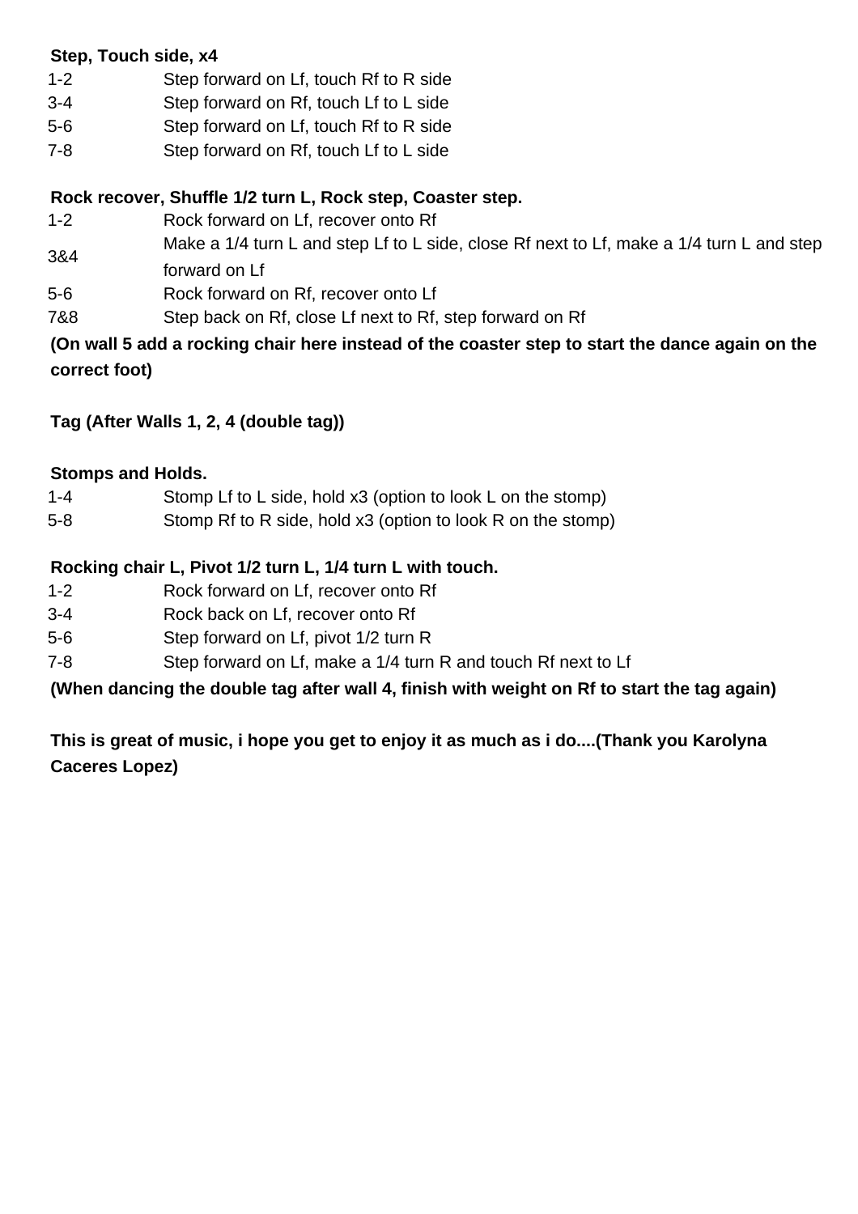**Step, Touch side, x4**

| | |
|---|---|
| 1-2 | Step forward on Lf, touch Rf to R side |
| 3-4 | Step forward on Rf, touch Lf to L side |
| 5-6 | Step forward on Lf, touch Rf to R side |
| 7-8 | Step forward on Rf, touch Lf to L side |

**Rock recover, Shuffle 1/2 turn L, Rock step, Coaster step.**

| | |
|---|---|
| 1-2 | Rock forward on Lf, recover onto Rf |
| 3&4 | Make a 1/4 turn L and step Lf to L side, close Rf next to Lf, make a 1/4 turn L and step forward on Lf |
| 5-6 | Rock forward on Rf, recover onto Lf |
| 7&8 | Step back on Rf, close Lf next to Rf, step forward on Rf |

**(On wall 5 add a rocking chair here instead of the coaster step to start the dance again on the correct foot)**

**Tag (After Walls 1, 2, 4 (double tag))**

**Stomps and Holds.**

| | |
|---|---|
| 1-4 | Stomp Lf to L side, hold x3 (option to look L on the stomp) |
| 5-8 | Stomp Rf to R side, hold x3 (option to look R on the stomp) |

**Rocking chair L, Pivot 1/2 turn L, 1/4 turn L with touch.**

| | |
|---|---|
| 1-2 | Rock forward on Lf, recover onto Rf |
| 3-4 | Rock back on Lf, recover onto Rf |
| 5-6 | Step forward on Lf, pivot 1/2 turn R |
| 7-8 | Step forward on Lf, make a 1/4 turn R and touch Rf next to Lf |

**(When dancing the double tag after wall 4, finish with weight on Rf to start the tag again)**

**This is great of music, i hope you get to enjoy it as much as i do....(Thank you Karolyna Caceres Lopez)**